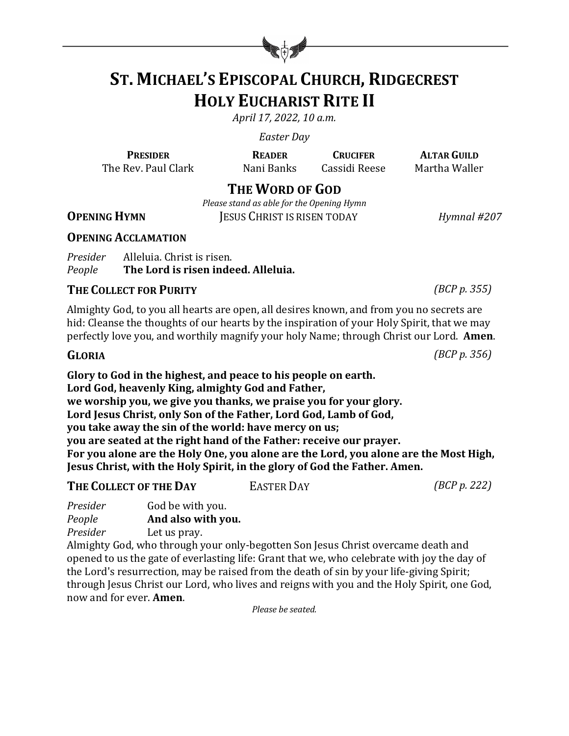# ST. MICHAEL'S EPISCOPAL CHURCH, RIDGECREST
# HOLY EUCHARIST RITE II

*April 17, 2022, 10 a.m.*

*Easter Day*

| PRESIDER | READER | CRUCIFER | ALTAR GUILD |
|---|---|---|---|
| The Rev. Paul Clark | Nani Banks | Cassidi Reese | Martha Waller |

## THE WORD OF GOD

*Please stand as able for the Opening Hymn*

**OPENING HYMN** JESUS CHRIST IS RISEN TODAY *Hymnal #207*

**OPENING ACCLAMATION**

*Presider* Alleluia. Christ is risen.
*People* **The Lord is risen indeed. Alleluia.**

**THE COLLECT FOR PURITY** *(BCP p. 355)*

Almighty God, to you all hearts are open, all desires known, and from you no secrets are hid: Cleanse the thoughts of our hearts by the inspiration of your Holy Spirit, that we may perfectly love you, and worthily magnify your holy Name; through Christ our Lord. **Amen**.

**GLORIA** *(BCP p. 356)*

**Glory to God in the highest, and peace to his people on earth.**
**Lord God, heavenly King, almighty God and Father,**
**we worship you, we give you thanks, we praise you for your glory.**
**Lord Jesus Christ, only Son of the Father, Lord God, Lamb of God,**
**you take away the sin of the world: have mercy on us;**
**you are seated at the right hand of the Father: receive our prayer.**
**For you alone are the Holy One, you alone are the Lord, you alone are the Most High,**
**Jesus Christ, with the Holy Spirit, in the glory of God the Father. Amen.**

**THE COLLECT OF THE DAY** EASTER DAY *(BCP p. 222)*

*Presider* God be with you.
*People* **And also with you.**
*Presider* Let us pray.

Almighty God, who through your only-begotten Son Jesus Christ overcame death and opened to us the gate of everlasting life: Grant that we, who celebrate with joy the day of the Lord's resurrection, may be raised from the death of sin by your life-giving Spirit; through Jesus Christ our Lord, who lives and reigns with you and the Holy Spirit, one God, now and for ever. **Amen**.

*Please be seated.*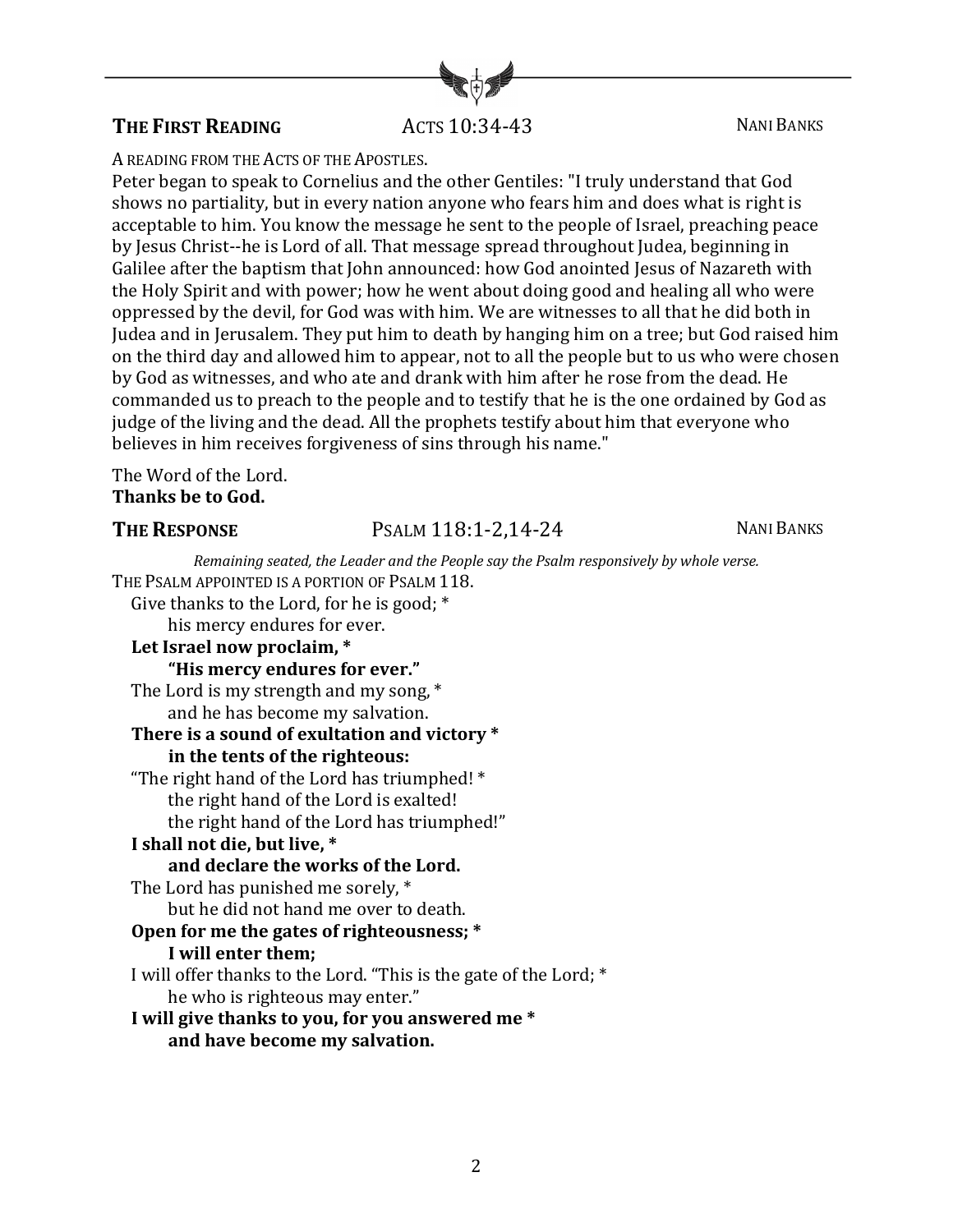### **THE FIRST READING** ACTS 10:34-43 NANI BANKS

A READING FROM THE ACTS OF THE APOSTLES.

Peter began to speak to Cornelius and the other Gentiles: "I truly understand that God shows no partiality, but in every nation anyone who fears him and does what is right is acceptable to him. You know the message he sent to the people of Israel, preaching peace by Jesus Christ--he is Lord of all. That message spread throughout Judea, beginning in Galilee after the baptism that John announced: how God anointed Jesus of Nazareth with the Holy Spirit and with power; how he went about doing good and healing all who were oppressed by the devil, for God was with him. We are witnesses to all that he did both in Judea and in Jerusalem. They put him to death by hanging him on a tree; but God raised him on the third day and allowed him to appear, not to all the people but to us who were chosen by God as witnesses, and who ate and drank with him after he rose from the dead. He commanded us to preach to the people and to testify that he is the one ordained by God as judge of the living and the dead. All the prophets testify about him that everyone who believes in him receives forgiveness of sins through his name."

The Word of the Lord.
**Thanks be to God.**

### **THE RESPONSE** PSALM 118:1-2,14-24 NANI BANKS

*Remaining seated, the Leader and the People say the Psalm responsively by whole verse.*

THE PSALM APPOINTED IS A PORTION OF PSALM 118.

Give thanks to the Lord, for he is good; *
his mercy endures for ever.
**Let Israel now proclaim, ***
**"His mercy endures for ever."**
The Lord is my strength and my song, *
and he has become my salvation.
**There is a sound of exultation and victory ***
**in the tents of the righteous:**
"The right hand of the Lord has triumphed! *
the right hand of the Lord is exalted!
the right hand of the Lord has triumphed!"
**I shall not die, but live, ***
**and declare the works of the Lord.**
The Lord has punished me sorely, *
but he did not hand me over to death.
**Open for me the gates of righteousness; ***
**I will enter them;**
I will offer thanks to the Lord. "This is the gate of the Lord; *
he who is righteous may enter."
**I will give thanks to you, for you answered me ***
**and have become my salvation.**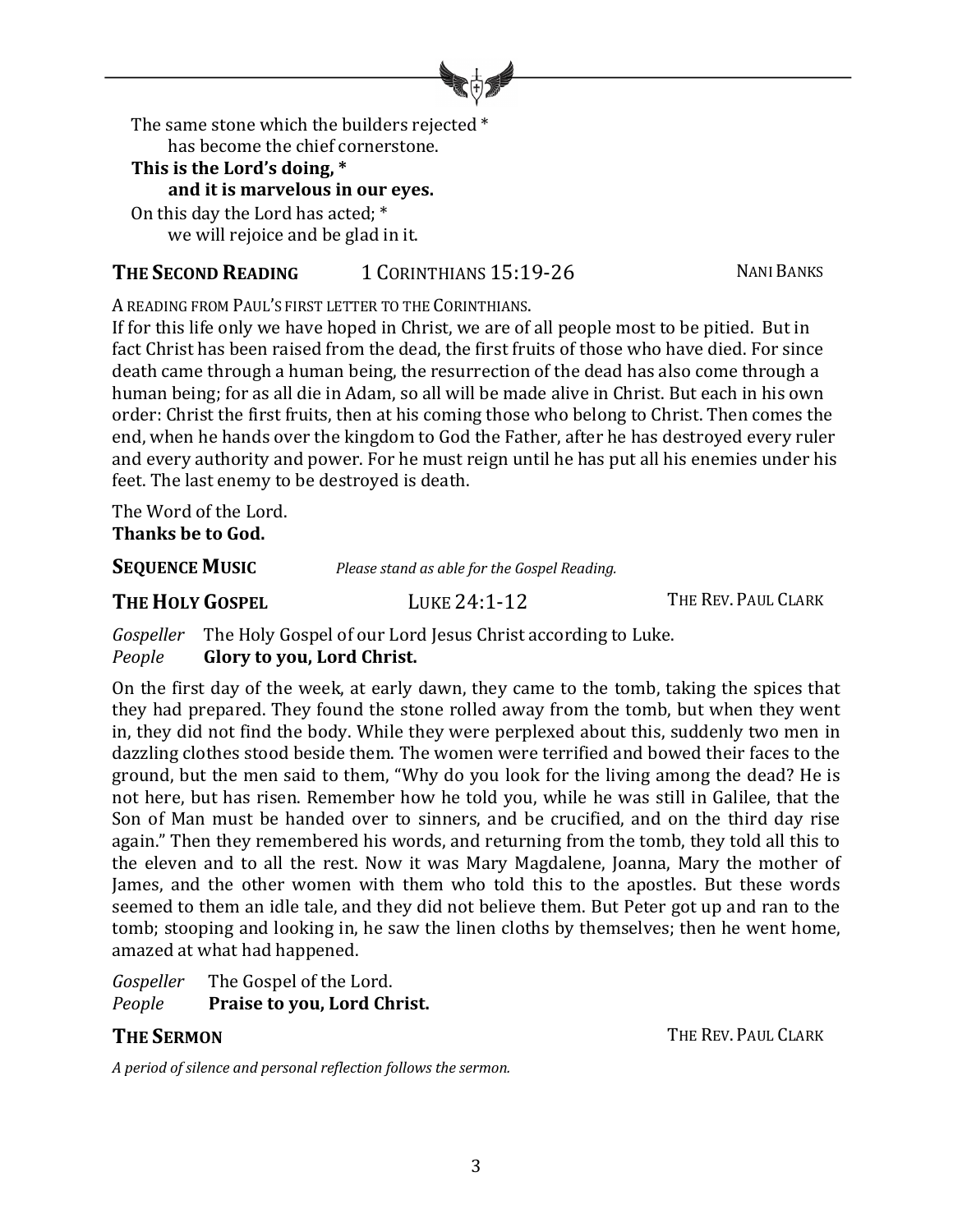The same stone which the builders rejected *
has become the chief cornerstone.

**This is the Lord's doing, ***
**and it is marvelous in our eyes.**

On this day the Lord has acted; *
we will rejoice and be glad in it.

## THE SECOND READING — 1 CORINTHIANS 15:19-26 — NANI BANKS

A READING FROM PAUL'S FIRST LETTER TO THE CORINTHIANS.

If for this life only we have hoped in Christ, we are of all people most to be pitied. But in fact Christ has been raised from the dead, the first fruits of those who have died. For since death came through a human being, the resurrection of the dead has also come through a human being; for as all die in Adam, so all will be made alive in Christ. But each in his own order: Christ the first fruits, then at his coming those who belong to Christ. Then comes the end, when he hands over the kingdom to God the Father, after he has destroyed every ruler and every authority and power. For he must reign until he has put all his enemies under his feet. The last enemy to be destroyed is death.

The Word of the Lord.
**Thanks be to God.**

## SEQUENCE MUSIC

*Please stand as able for the Gospel Reading.*

## THE HOLY GOSPEL — LUKE 24:1-12 — THE REV. PAUL CLARK

*Gospeller* The Holy Gospel of our Lord Jesus Christ according to Luke.
*People* **Glory to you, Lord Christ.**

On the first day of the week, at early dawn, they came to the tomb, taking the spices that they had prepared. They found the stone rolled away from the tomb, but when they went in, they did not find the body. While they were perplexed about this, suddenly two men in dazzling clothes stood beside them. The women were terrified and bowed their faces to the ground, but the men said to them, "Why do you look for the living among the dead? He is not here, but has risen. Remember how he told you, while he was still in Galilee, that the Son of Man must be handed over to sinners, and be crucified, and on the third day rise again." Then they remembered his words, and returning from the tomb, they told all this to the eleven and to all the rest. Now it was Mary Magdalene, Joanna, Mary the mother of James, and the other women with them who told this to the apostles. But these words seemed to them an idle tale, and they did not believe them. But Peter got up and ran to the tomb; stooping and looking in, he saw the linen cloths by themselves; then he went home, amazed at what had happened.

*Gospeller* The Gospel of the Lord.
*People* **Praise to you, Lord Christ.**

## THE SERMON — THE REV. PAUL CLARK

*A period of silence and personal reflection follows the sermon.*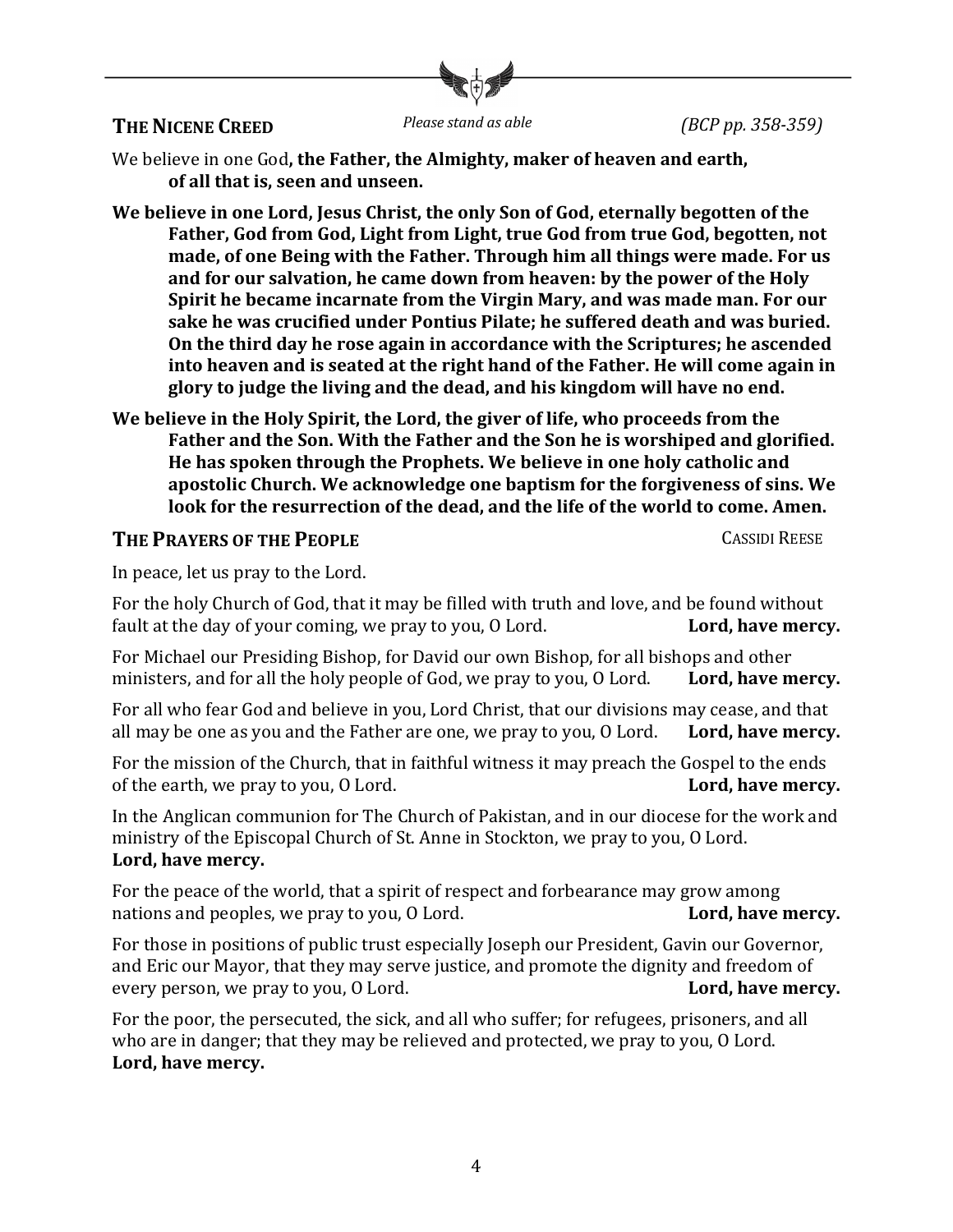## THE NICENE CREED

*Please stand as able* *(BCP pp. 358-359)*

We believe in one God**, the Father, the Almighty, maker of heaven and earth, of all that is, seen and unseen.**

**We believe in one Lord, Jesus Christ, the only Son of God, eternally begotten of the Father, God from God, Light from Light, true God from true God, begotten, not made, of one Being with the Father. Through him all things were made. For us and for our salvation, he came down from heaven: by the power of the Holy Spirit he became incarnate from the Virgin Mary, and was made man. For our sake he was crucified under Pontius Pilate; he suffered death and was buried. On the third day he rose again in accordance with the Scriptures; he ascended into heaven and is seated at the right hand of the Father. He will come again in glory to judge the living and the dead, and his kingdom will have no end.**

**We believe in the Holy Spirit, the Lord, the giver of life, who proceeds from the Father and the Son. With the Father and the Son he is worshiped and glorified. He has spoken through the Prophets. We believe in one holy catholic and apostolic Church. We acknowledge one baptism for the forgiveness of sins. We look for the resurrection of the dead, and the life of the world to come. Amen.**

## THE PRAYERS OF THE PEOPLE

CASSIDI REESE

In peace, let us pray to the Lord.

For the holy Church of God, that it may be filled with truth and love, and be found without fault at the day of your coming, we pray to you, O Lord. **Lord, have mercy.**

For Michael our Presiding Bishop, for David our own Bishop, for all bishops and other ministers, and for all the holy people of God, we pray to you, O Lord. **Lord, have mercy.**

For all who fear God and believe in you, Lord Christ, that our divisions may cease, and that all may be one as you and the Father are one, we pray to you, O Lord. **Lord, have mercy.**

For the mission of the Church, that in faithful witness it may preach the Gospel to the ends of the earth, we pray to you, O Lord. **Lord, have mercy.**

In the Anglican communion for The Church of Pakistan, and in our diocese for the work and ministry of the Episcopal Church of St. Anne in Stockton, we pray to you, O Lord. **Lord, have mercy.**

For the peace of the world, that a spirit of respect and forbearance may grow among nations and peoples, we pray to you, O Lord. **Lord, have mercy.**

For those in positions of public trust especially Joseph our President, Gavin our Governor, and Eric our Mayor, that they may serve justice, and promote the dignity and freedom of every person, we pray to you, O Lord. **Lord, have mercy.**

For the poor, the persecuted, the sick, and all who suffer; for refugees, prisoners, and all who are in danger; that they may be relieved and protected, we pray to you, O Lord. **Lord, have mercy.**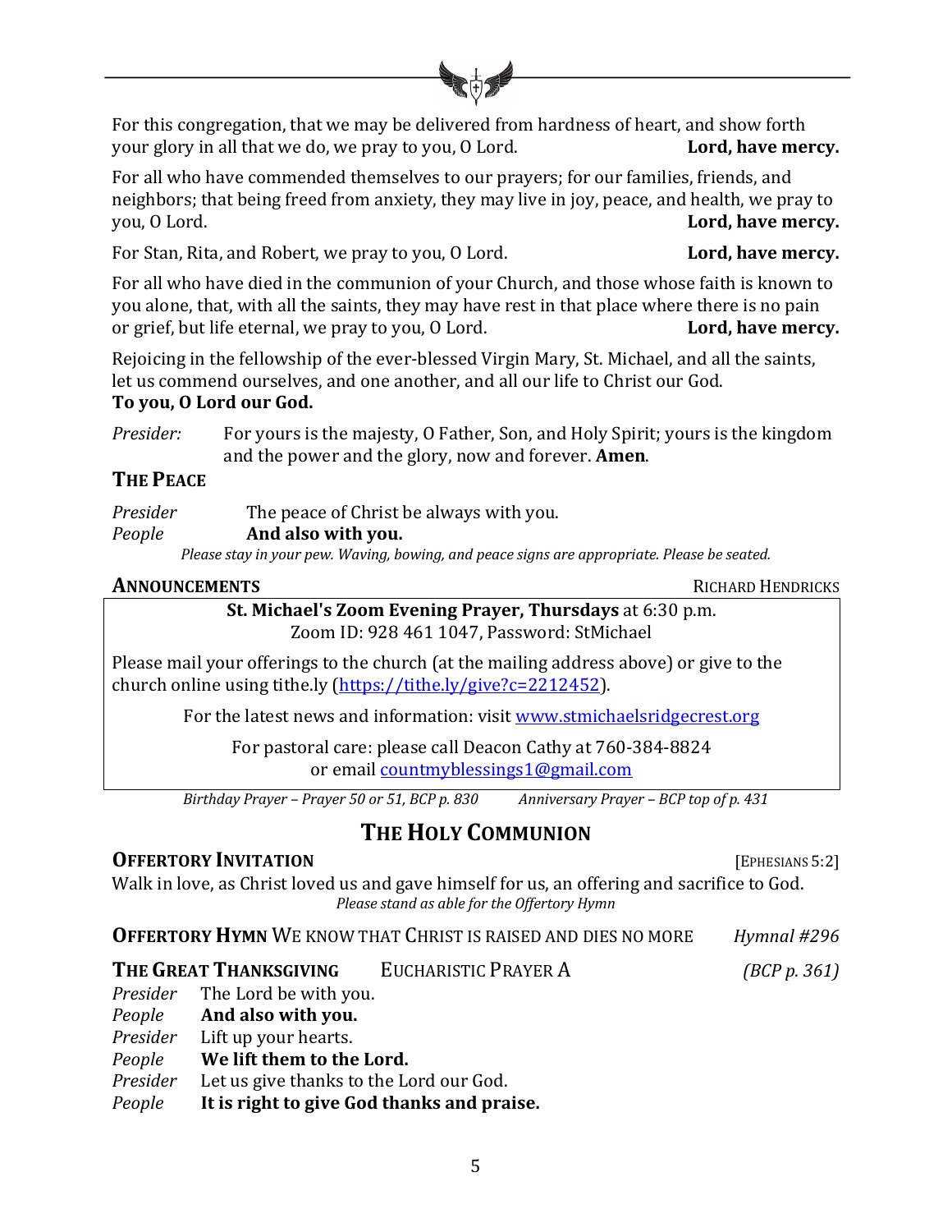For this congregation, that we may be delivered from hardness of heart, and show forth your glory in all that we do, we pray to you, O Lord. **Lord, have mercy.**

For all who have commended themselves to our prayers; for our families, friends, and neighbors; that being freed from anxiety, they may live in joy, peace, and health, we pray to you, O Lord. **Lord, have mercy.**

For Stan, Rita, and Robert, we pray to you, O Lord. **Lord, have mercy.**

For all who have died in the communion of your Church, and those whose faith is known to you alone, that, with all the saints, they may have rest in that place where there is no pain or grief, but life eternal, we pray to you, O Lord. **Lord, have mercy.**

Rejoicing in the fellowship of the ever-blessed Virgin Mary, St. Michael, and all the saints, let us commend ourselves, and one another, and all our life to Christ our God.
**To you, O Lord our God.**

*Presider:* For yours is the majesty, O Father, Son, and Holy Spirit; yours is the kingdom and the power and the glory, now and forever. **Amen**.

### THE PEACE

*Presider* The peace of Christ be always with you.
*People* **And also with you.**

*Please stay in your pew. Waving, bowing, and peace signs are appropriate. Please be seated.*

### ANNOUNCEMENTS — RICHARD HENDRICKS

**St. Michael's Zoom Evening Prayer, Thursdays** at 6:30 p.m.
Zoom ID: 928 461 1047, Password: StMichael

Please mail your offerings to the church (at the mailing address above) or give to the church online using tithe.ly (https://tithe.ly/give?c=2212452).

For the latest news and information: visit www.stmichaelsridgecrest.org

For pastoral care: please call Deacon Cathy at 760-384-8824
or email countmyblessings1@gmail.com

*Birthday Prayer – Prayer 50 or 51, BCP p. 830* *Anniversary Prayer – BCP top of p. 431*

## THE HOLY COMMUNION

### OFFERTORY INVITATION [EPHESIANS 5:2]

Walk in love, as Christ loved us and gave himself for us, an offering and sacrifice to God.

*Please stand as able for the Offertory Hymn*

**OFFERTORY HYMN** WE KNOW THAT CHRIST IS RAISED AND DIES NO MORE *Hymnal #296*

**THE GREAT THANKSGIVING** EUCHARISTIC PRAYER A *(BCP p. 361)*

*Presider* The Lord be with you.
*People* **And also with you.**
*Presider* Lift up your hearts.
*People* **We lift them to the Lord.**
*Presider* Let us give thanks to the Lord our God.
*People* **It is right to give God thanks and praise.**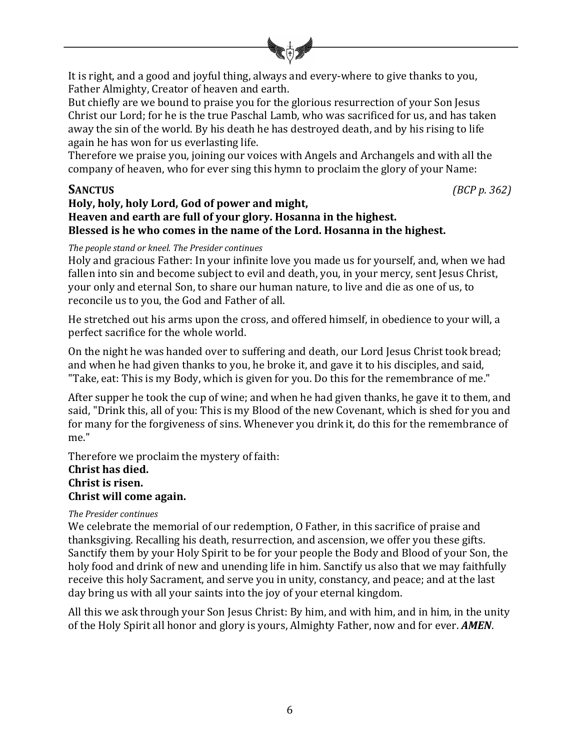It is right, and a good and joyful thing, always and every-where to give thanks to you, Father Almighty, Creator of heaven and earth.
But chiefly are we bound to praise you for the glorious resurrection of your Son Jesus Christ our Lord; for he is the true Paschal Lamb, who was sacrificed for us, and has taken away the sin of the world. By his death he has destroyed death, and by his rising to life again he has won for us everlasting life.
Therefore we praise you, joining our voices with Angels and Archangels and with all the company of heaven, who for ever sing this hymn to proclaim the glory of your Name:

**SANCTUS** *(BCP p. 362)*

**Holy, holy, holy Lord, God of power and might,**
**Heaven and earth are full of your glory. Hosanna in the highest.**
**Blessed is he who comes in the name of the Lord. Hosanna in the highest.**

*The people stand or kneel. The Presider continues*

Holy and gracious Father: In your infinite love you made us for yourself, and, when we had fallen into sin and become subject to evil and death, you, in your mercy, sent Jesus Christ, your only and eternal Son, to share our human nature, to live and die as one of us, to reconcile us to you, the God and Father of all.

He stretched out his arms upon the cross, and offered himself, in obedience to your will, a perfect sacrifice for the whole world.

On the night he was handed over to suffering and death, our Lord Jesus Christ took bread; and when he had given thanks to you, he broke it, and gave it to his disciples, and said, "Take, eat: This is my Body, which is given for you. Do this for the remembrance of me."

After supper he took the cup of wine; and when he had given thanks, he gave it to them, and said, "Drink this, all of you: This is my Blood of the new Covenant, which is shed for you and for many for the forgiveness of sins. Whenever you drink it, do this for the remembrance of me."

Therefore we proclaim the mystery of faith:
**Christ has died.**
**Christ is risen.**
**Christ will come again.**

*The Presider continues*

We celebrate the memorial of our redemption, O Father, in this sacrifice of praise and thanksgiving. Recalling his death, resurrection, and ascension, we offer you these gifts. Sanctify them by your Holy Spirit to be for your people the Body and Blood of your Son, the holy food and drink of new and unending life in him. Sanctify us also that we may faithfully receive this holy Sacrament, and serve you in unity, constancy, and peace; and at the last day bring us with all your saints into the joy of your eternal kingdom.

All this we ask through your Son Jesus Christ: By him, and with him, and in him, in the unity of the Holy Spirit all honor and glory is yours, Almighty Father, now and for ever. ***AMEN***.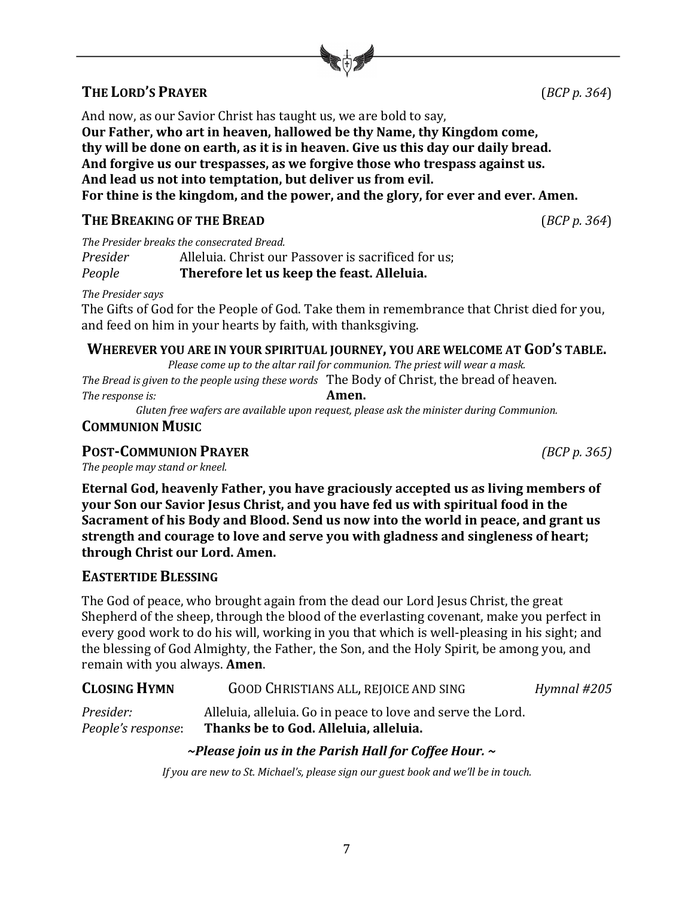## THE LORD'S PRAYER (*BCP p. 364*)

And now, as our Savior Christ has taught us, we are bold to say,
**Our Father, who art in heaven, hallowed be thy Name, thy Kingdom come,**
**thy will be done on earth, as it is in heaven. Give us this day our daily bread.**
**And forgive us our trespasses, as we forgive those who trespass against us.**
**And lead us not into temptation, but deliver us from evil.**
**For thine is the kingdom, and the power, and the glory, for ever and ever. Amen.**

## THE BREAKING OF THE BREAD (*BCP p. 364*)

*The Presider breaks the consecrated Bread.*
*Presider* Alleluia. Christ our Passover is sacrificed for us;
*People* **Therefore let us keep the feast. Alleluia.**

*The Presider says*
The Gifts of God for the People of God. Take them in remembrance that Christ died for you, and feed on him in your hearts by faith, with thanksgiving.

**WHEREVER YOU ARE IN YOUR SPIRITUAL JOURNEY, YOU ARE WELCOME AT GOD'S TABLE.**

*Please come up to the altar rail for communion. The priest will wear a mask.*

*The Bread is given to the people using these words* The Body of Christ, the bread of heaven.
*The response is:* **Amen.**

*Gluten free wafers are available upon request, please ask the minister during Communion.*

## COMMUNION MUSIC

## POST-COMMUNION PRAYER *(BCP p. 365)*

*The people may stand or kneel.*

**Eternal God, heavenly Father, you have graciously accepted us as living members of your Son our Savior Jesus Christ, and you have fed us with spiritual food in the Sacrament of his Body and Blood. Send us now into the world in peace, and grant us strength and courage to love and serve you with gladness and singleness of heart; through Christ our Lord. Amen.**

## EASTERTIDE BLESSING

The God of peace, who brought again from the dead our Lord Jesus Christ, the great Shepherd of the sheep, through the blood of the everlasting covenant, make you perfect in every good work to do his will, working in you that which is well-pleasing in his sight; and the blessing of God Almighty, the Father, the Son, and the Holy Spirit, be among you, and remain with you always. **Amen**.

## CLOSING HYMN GOOD CHRISTIANS ALL, REJOICE AND SING *Hymnal #205*

*Presider:* Alleluia, alleluia. Go in peace to love and serve the Lord.
*People's response*: **Thanks be to God. Alleluia, alleluia.**

***~Please join us in the Parish Hall for Coffee Hour. ~***

*If you are new to St. Michael's, please sign our guest book and we'll be in touch.*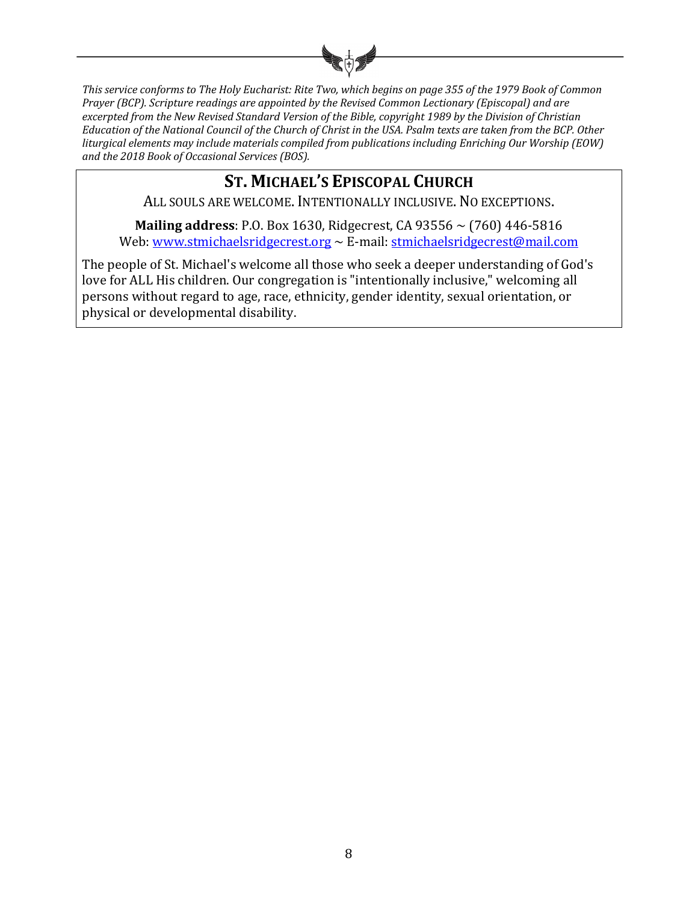*This service conforms to The Holy Eucharist: Rite Two, which begins on page 355 of the 1979 Book of Common Prayer (BCP). Scripture readings are appointed by the Revised Common Lectionary (Episcopal) and are excerpted from the New Revised Standard Version of the Bible, copyright 1989 by the Division of Christian Education of the National Council of the Church of Christ in the USA. Psalm texts are taken from the BCP. Other liturgical elements may include materials compiled from publications including Enriching Our Worship (EOW) and the 2018 Book of Occasional Services (BOS).*

## ST. MICHAEL'S EPISCOPAL CHURCH

ALL SOULS ARE WELCOME. INTENTIONALLY INCLUSIVE. NO EXCEPTIONS.

**Mailing address**: P.O. Box 1630, Ridgecrest, CA 93556 ~ (760) 446-5816
Web: www.stmichaelsridgecrest.org ~ E-mail: stmichaelsridgecrest@mail.com

The people of St. Michael's welcome all those who seek a deeper understanding of God's love for ALL His children. Our congregation is "intentionally inclusive," welcoming all persons without regard to age, race, ethnicity, gender identity, sexual orientation, or physical or developmental disability.